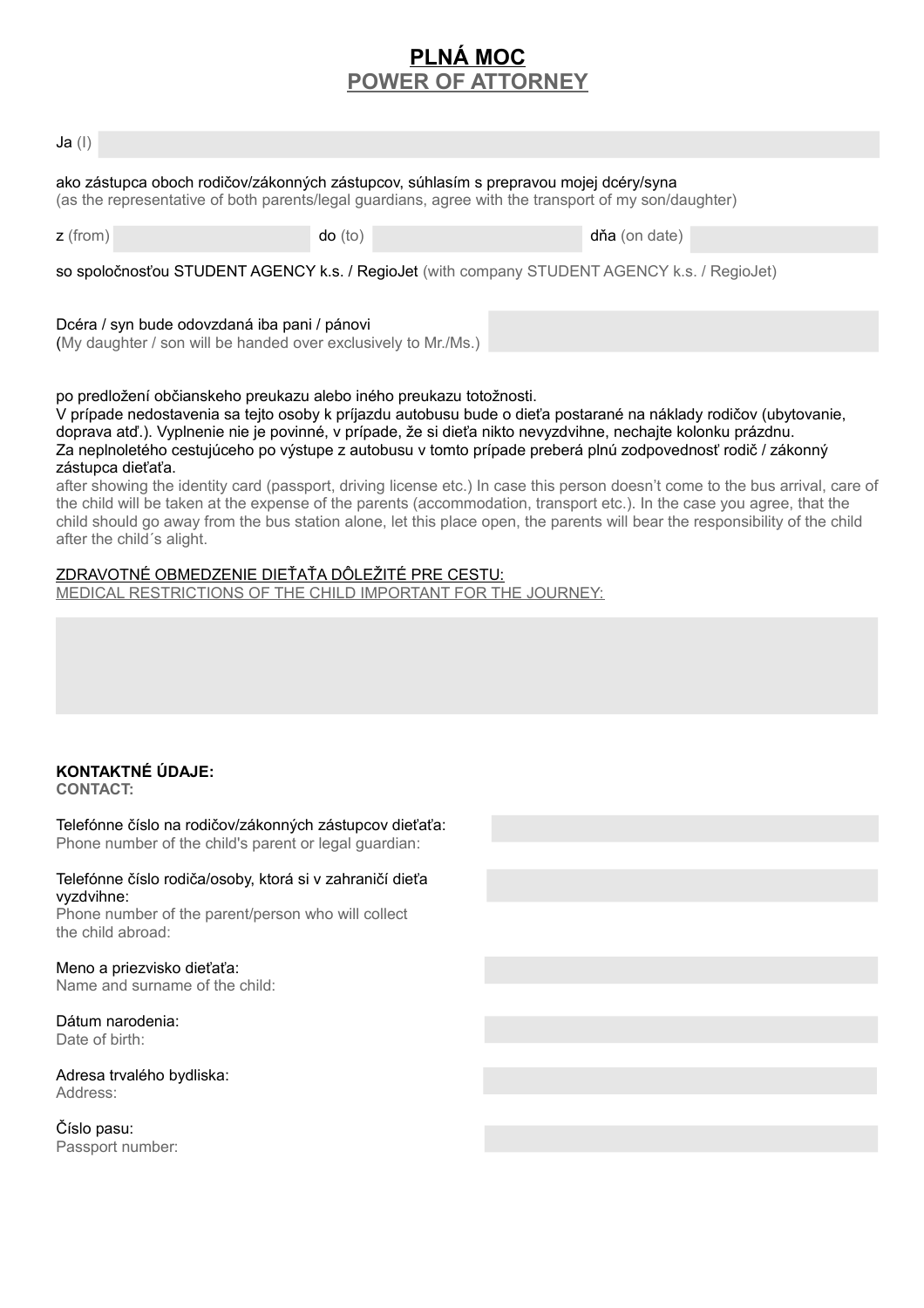# **PLNÁ MOC**
## POWER OF ATTORNEY

Ja (I) ____________________

ako zástupca oboch rodičov/zákonných zástupcov, súhlasím s prepravou mojej dcéry/syna
(as the representative of both parents/legal guardians, agree with the transport of my son/daughter)

z (from) ____________ do (to) ____________ dňa (on date) ____________

so spoločnosťou STUDENT AGENCY k.s. / RegioJet (with company STUDENT AGENCY k.s. / RegioJet)

Dcéra / syn bude odovzdaná iba pani / pánovi
(My daughter / son will be handed over exclusively to Mr./Ms.) ____________________

po predložení občianskeho preukazu alebo iného preukazu totožnosti.
V prípade nedostavenia sa tejto osoby k príjazdu autobusu bude o dieťa postarané na náklady rodičov (ubytovanie, doprava atď.). Vyplnenie nie je povinné, v prípade, že si dieťa nikto nevyzdvihne, nechajte kolonku prázdnu.
Za neplnoletého cestujúceho po výstupe z autobusu v tomto prípade preberá plnú zodpovednosť rodič / zákonný zástupca dieťaťa.
after showing the identity card (passport, driving license etc.) In case this person doesn't come to the bus arrival, care of the child will be taken at the expense of the parents (accommodation, transport etc.). In the case you agree, that the child should go away from the bus station alone, let this place open, the parents will bear the responsibility of the child after the child´s alight.

ZDRAVOTNÉ OBMEDZENIE DIEŤAŤA DÔLEŽITÉ PRE CESTU:
MEDICAL RESTRICTIONS OF THE CHILD IMPORTANT FOR THE JOURNEY:

____________________

**KONTAKTNÉ ÚDAJE:**
**CONTACT:**

Telefónne číslo na rodičov/zákonných zástupcov dieťaťa:
Phone number of the child's parent or legal guardian: ____________________

Telefónne číslo rodiča/osoby, ktorá si v zahraničí dieťa vyzdvihne:
Phone number of the parent/person who will collect the child abroad: ____________________

Meno a priezvisko dieťaťa:
Name and surname of the child: ____________________

Dátum narodenia:
Date of birth: ____________________

Adresa trvalého bydliska:
Address: ____________________

Číslo pasu:
Passport number: ____________________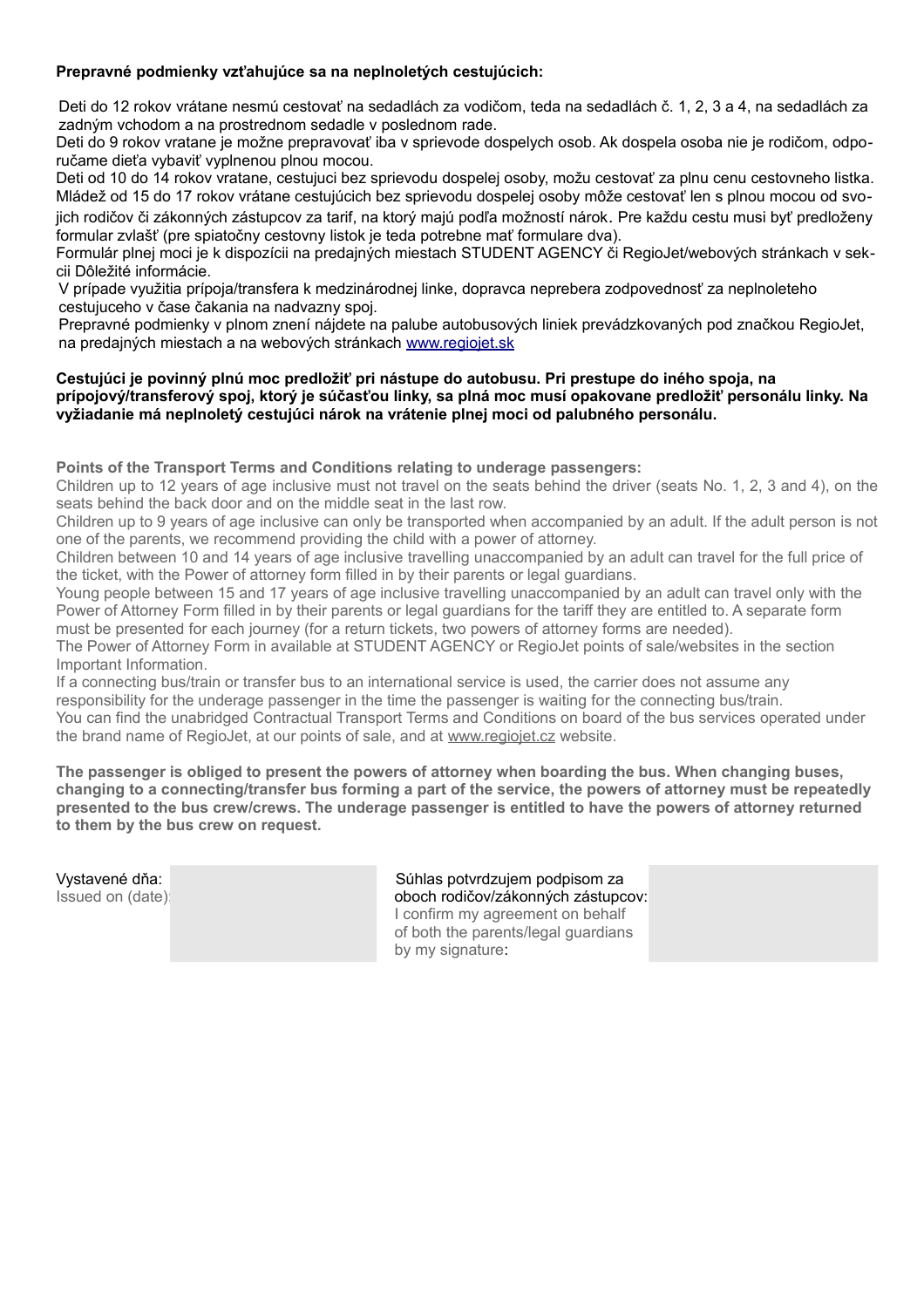**Prepravné podmienky vzťahujúce sa na neplnoletých cestujúcich:**

Deti do 12 rokov vrátane nesmú cestovať na sedadlách za vodičom, teda na sedadlách č. 1, 2, 3 a 4, na sedadlách za zadným vchodom a na prostrednom sedadle v poslednom rade.
Deti do 9 rokov vratane je možne prepravovať iba v sprievode dospelych osob. Ak dospela osoba nie je rodičom, odporučame dieťa vybaviť vyplnenou plnou mocou.
Deti od 10 do 14 rokov vratane, cestujuci bez sprievodu dospelej osoby, možu cestovať za plnu cenu cestovneho lístka.
Mládež od 15 do 17 rokov vrátane cestujúcich bez sprievodu dospelej osoby môže cestovať len s plnou mocou od svojich rodičov či zákonných zástupcov za tarif, na ktorý majú podľa možností nárok. Pre každu cestu musi byť predloženy formular zvlašť (pre spiatočny cestovny listok je teda potrebne mať formulare dva).
Formulár plnej moci je k dispozícii na predajných miestach STUDENT AGENCY či RegioJet/webových stránkach v sekcii Dôležité informácie.
V prípade využitia prípoja/transfera k medzinárodnej linke, dopravca neprebera zodpovednosť za neplnoleteho cestujuceho v čase čakania na nadvazny spoj.
Prepravné podmienky v plnom znení nájdete na palube autobusových liniek prevádzkovaných pod značkou RegioJet, na predajných miestach a na webových stránkach www.regiojet.sk

**Cestujúci je povinný plnú moc predložiť pri nástupe do autobusu. Pri prestupe do iného spoja, na prípojový/transferový spoj, ktorý je súčasťou linky, sa plná moc musí opakovane predložiť personálu linky. Na vyžiadanie má neplnoletý cestujúci nárok na vrátenie plnej moci od palubného personálu.**

**Points of the Transport Terms and Conditions relating to underage passengers:**

Children up to 12 years of age inclusive must not travel on the seats behind the driver (seats No. 1, 2, 3 and 4), on the seats behind the back door and on the middle seat in the last row.
Children up to 9 years of age inclusive can only be transported when accompanied by an adult. If the adult person is not one of the parents, we recommend providing the child with a power of attorney.
Children between 10 and 14 years of age inclusive travelling unaccompanied by an adult can travel for the full price of the ticket, with the Power of attorney form filled in by their parents or legal guardians.
Young people between 15 and 17 years of age inclusive travelling unaccompanied by an adult can travel only with the Power of Attorney Form filled in by their parents or legal guardians for the tariff they are entitled to. A separate form must be presented for each journey (for a return tickets, two powers of attorney forms are needed).
The Power of Attorney Form in available at STUDENT AGENCY or RegioJet points of sale/websites in the section Important Information.
If a connecting bus/train or transfer bus to an international service is used, the carrier does not assume any responsibility for the underage passenger in the time the passenger is waiting for the connecting bus/train.
You can find the unabridged Contractual Transport Terms and Conditions on board of the bus services operated under the brand name of RegioJet, at our points of sale, and at www.regiojet.cz website.

**The passenger is obliged to present the powers of attorney when boarding the bus. When changing buses, changing to a connecting/transfer bus forming a part of the service, the powers of attorney must be repeatedly presented to the bus crew/crews. The underage passenger is entitled to have the powers of attorney returned to them by the bus crew on request.**

Vystavené dňa:
Issued on (date):

Súhlas potvrdzujem podpisom za oboch rodičov/zákonných zástupcov:
I confirm my agreement on behalf of both the parents/legal guardians by my signature: